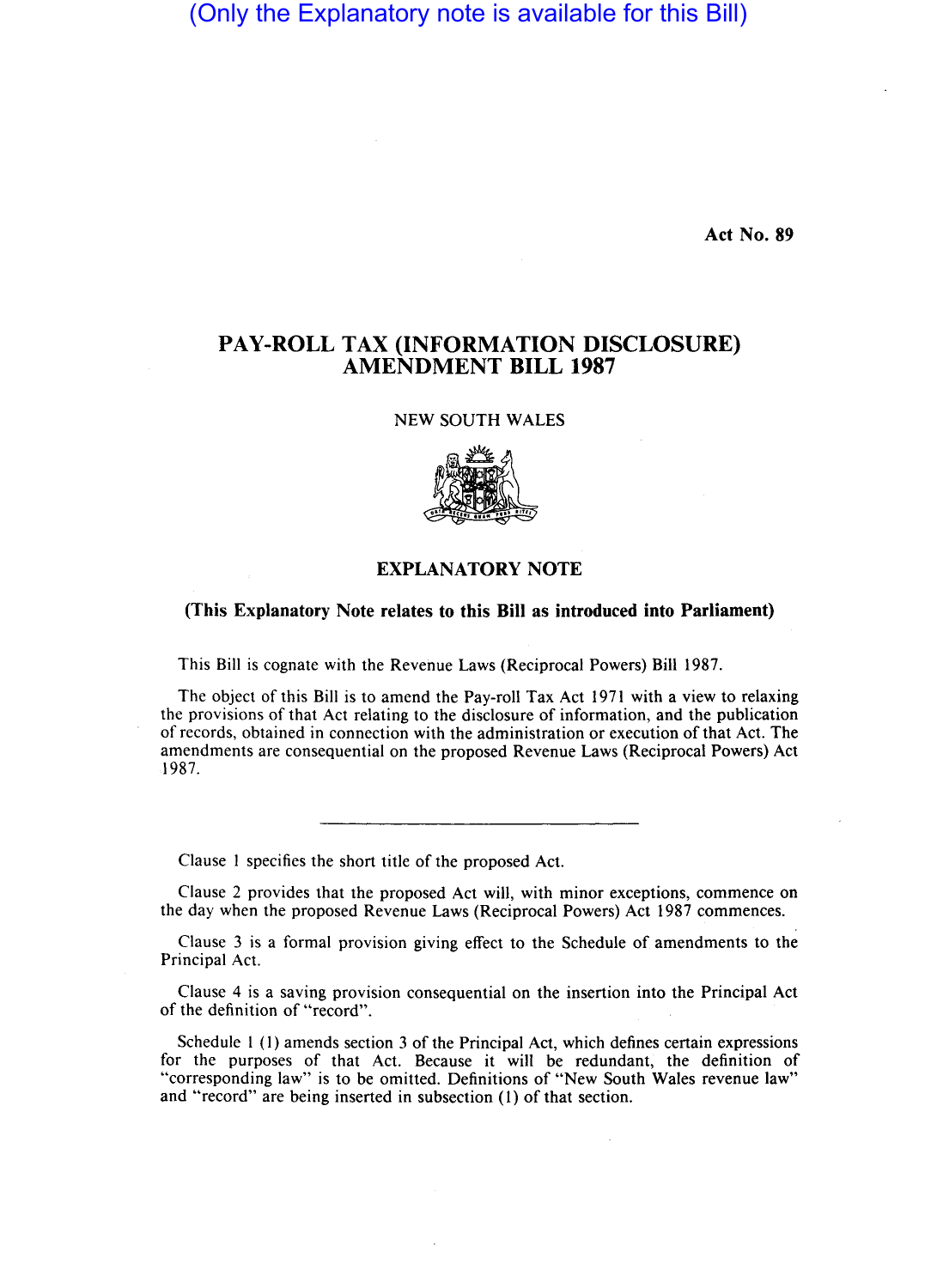(Only the Explanatory note is available for this Bill)

Act No. 89

# PAY-ROLL TAX (INFORMATION DISCLOSURE) AMENDMENT BILL 1987

NEW SOUTH WALES

## EXPLANATORY NOTE

**(This Explanatory Note relates to this Bill as introduced into Parliament)**

This Bill is cognate with the Revenue Laws (Reciprocal Powers) Bill 1987.

The object of this Bill is to amend the Pay-roll Tax Act 1971 with a view to relaxing the provisions of that Act relating to the disclosure of information, and the publication of records, obtained in connection with the administration or execution of that Act. The amendments are consequential on the proposed Revenue Laws (Reciprocal Powers) Act 1987.

---

Clause 1 specifies the short title of the proposed Act.

Clause 2 provides that the proposed Act will, with minor exceptions, commence on the day when the proposed Revenue Laws (Reciprocal Powers) Act 1987 commences.

Clause 3 is a formal provision giving effect to the Schedule of amendments to the Principal Act.

Clause 4 is a saving provision consequential on the insertion into the Principal Act of the definition of "record".

Schedule 1 (1) amends section 3 of the Principal Act, which defines certain expressions for the purposes of that Act. Because it will be redundant, the definition of "corresponding law" is to be omitted. Definitions of "New South Wales revenue law" and "record" are being inserted in subsection (1) of that section.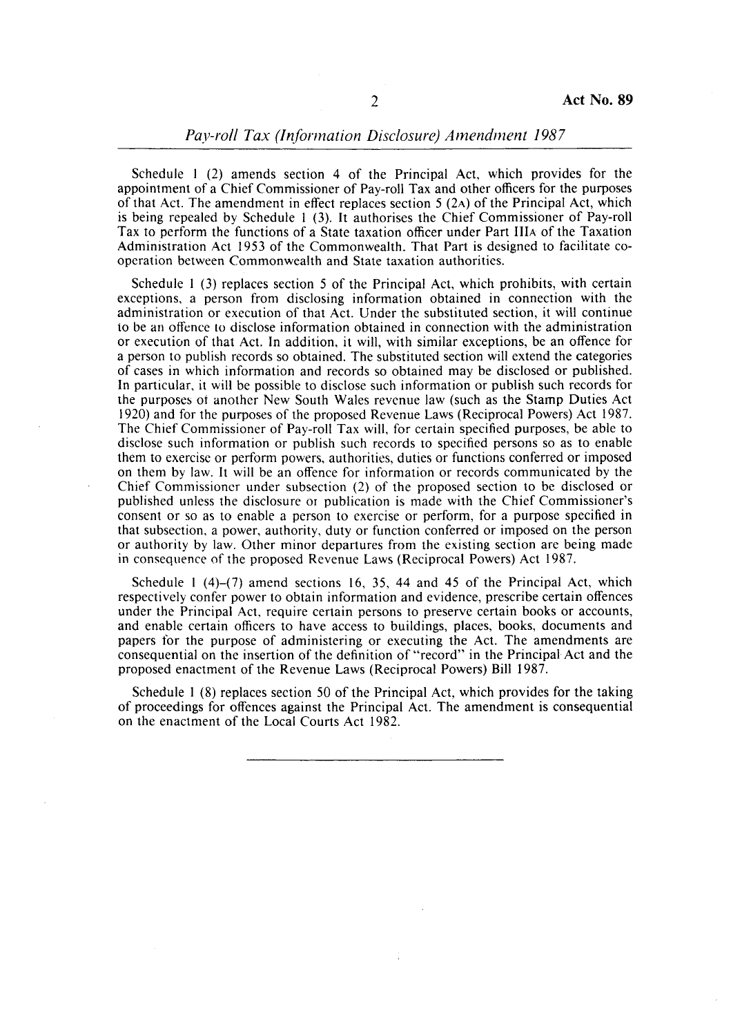Schedule 1 (2) amends section 4 of the Principal Act, which provides for the appointment of a Chief Commissioner of Pay-roll Tax and other officers for the purposes of that Act. The amendment in effect replaces section 5 (2A) of the Principal Act, which is being repealed by Schedule 1 (3). It authorises the Chief Commissioner of Pay-roll Tax to perform the functions of a State taxation officer under Part IIIA of the Taxation Administration Act 1953 of the Commonwealth. That Part is designed to facilitate co-operation between Commonwealth and State taxation authorities.

Schedule 1 (3) replaces section 5 of the Principal Act, which prohibits, with certain exceptions, a person from disclosing information obtained in connection with the administration or execution of that Act. Under the substituted section, it will continue to be an offence to disclose information obtained in connection with the administration or execution of that Act. In addition, it will, with similar exceptions, be an offence for a person to publish records so obtained. The substituted section will extend the categories of cases in which information and records so obtained may be disclosed or published. In particular, it will be possible to disclose such information or publish such records for the purposes of another New South Wales revenue law (such as the Stamp Duties Act 1920) and for the purposes of the proposed Revenue Laws (Reciprocal Powers) Act 1987. The Chief Commissioner of Pay-roll Tax will, for certain specified purposes, be able to disclose such information or publish such records to specified persons so as to enable them to exercise or perform powers, authorities, duties or functions conferred or imposed on them by law. It will be an offence for information or records communicated by the Chief Commissioner under subsection (2) of the proposed section to be disclosed or published unless the disclosure or publication is made with the Chief Commissioner's consent or so as to enable a person to exercise or perform, for a purpose specified in that subsection, a power, authority, duty or function conferred or imposed on the person or authority by law. Other minor departures from the existing section are being made in consequence of the proposed Revenue Laws (Reciprocal Powers) Act 1987.

Schedule 1 (4)–(7) amend sections 16, 35, 44 and 45 of the Principal Act, which respectively confer power to obtain information and evidence, prescribe certain offences under the Principal Act, require certain persons to preserve certain books or accounts, and enable certain officers to have access to buildings, places, books, documents and papers for the purpose of administering or executing the Act. The amendments are consequential on the insertion of the definition of "record" in the Principal Act and the proposed enactment of the Revenue Laws (Reciprocal Powers) Bill 1987.

Schedule 1 (8) replaces section 50 of the Principal Act, which provides for the taking of proceedings for offences against the Principal Act. The amendment is consequential on the enactment of the Local Courts Act 1982.